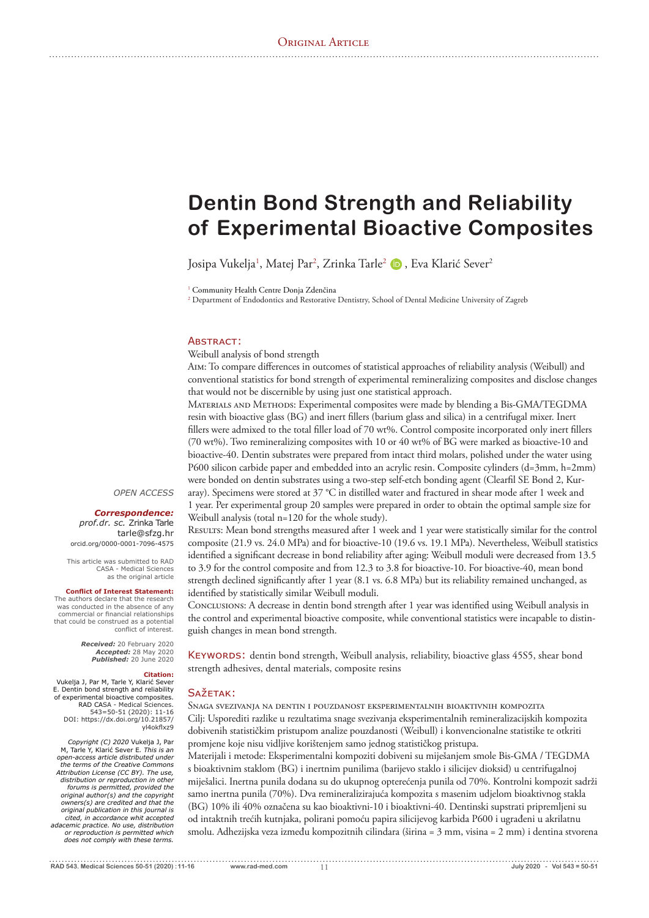Original Article

# Dentin Bond Strength and Reliability of Experimental Bioactive Composites

Josipa Vukelja[1], Matej Par[2], Zrinka Tarle[2], Eva Klarić Sever[2]

[1] Community Health Centre Donja Zdenčina
[2] Department of Endodontics and Restorative Dentistry, School of Dental Medicine University of Zagreb

*OPEN ACCESS*

***Correspondence:***
*prof.dr. sc.* Zrinka Tarle
tarle@sfzg.hr
orcid.org/0000-0001-7096-4575

This article was submitted to RAD CASA - Medical Sciences as the original article

**Conflict of Interest Statement:**
The authors declare that the research was conducted in the absence of any commercial or financial relationships that could be construed as a potential conflict of interest.

***Received:*** 20 February 2020
***Accepted:*** 28 May 2020
***Published:*** 20 June 2020

**Citation:**
Vukelja J, Par M, Tarle Y, Klarić Sever E. Dentin bond strength and reliability of experimental bioactive composites. RAD CASA - Medical Sciences. 543=50-51 (2020): 11-16
DOI: https://dx.doi.org/10.21857/yl4okflxz9

*Copyright (C) 2020* Vukelja J, Par M, Tarle Y, Klarić Sever E. *This is an open-access article distributed under the terms of the Creative Commons Attribution License (CC BY). The use, distribution or reproduction in other forums is permitted, provided the original author(s) and the copyright owners(s) are credited and that the original publication in this journal is cited, in accordance whit accepted adacemic practice. No use, distribution or reproduction is permitted which does not comply with these terms.*

## Abstract:

Weibull analysis of bond strength

Aim: To compare differences in outcomes of statistical approaches of reliability analysis (Weibull) and conventional statistics for bond strength of experimental remineralizing composites and disclose changes that would not be discernible by using just one statistical approach.

Materials and Methods: Experimental composites were made by blending a Bis-GMA/TEGDMA resin with bioactive glass (BG) and inert fillers (barium glass and silica) in a centrifugal mixer. Inert fillers were admixed to the total filler load of 70 wt%. Control composite incorporated only inert fillers (70 wt%). Two remineralizing composites with 10 or 40 wt% of BG were marked as bioactive-10 and bioactive-40. Dentin substrates were prepared from intact third molars, polished under the water using P600 silicon carbide paper and embedded into an acrylic resin. Composite cylinders (d=3mm, h=2mm) were bonded on dentin substrates using a two-step self-etch bonding agent (Clearfil SE Bond 2, Kuraray). Specimens were stored at 37 °C in distilled water and fractured in shear mode after 1 week and 1 year. Per experimental group 20 samples were prepared in order to obtain the optimal sample size for Weibull analysis (total n=120 for the whole study).

Results: Mean bond strengths measured after 1 week and 1 year were statistically similar for the control composite (21.9 vs. 24.0 MPa) and for bioactive-10 (19.6 vs. 19.1 MPa). Nevertheless, Weibull statistics identified a significant decrease in bond reliability after aging: Weibull moduli were decreased from 13.5 to 3.9 for the control composite and from 12.3 to 3.8 for bioactive-10. For bioactive-40, mean bond strength declined significantly after 1 year (8.1 vs. 6.8 MPa) but its reliability remained unchanged, as identified by statistically similar Weibull moduli.

Conclusions: A decrease in dentin bond strength after 1 year was identified using Weibull analysis in the control and experimental bioactive composite, while conventional statistics were incapable to distinguish changes in mean bond strength.

Keywords: dentin bond strength, Weibull analysis, reliability, bioactive glass 45S5, shear bond strength adhesives, dental materials, composite resins

## Sažetak:

Snaga svezivanja na dentin i pouzdanost eksperimentalnih bioaktivnih kompozita

Cilj: Usporediti razlike u rezultatima snage svezivanja eksperimentalnih remineralizacijskih kompozita dobivenih statističkim pristupom analize pouzdanosti (Weibull) i konvencionalne statistike te otkriti promjene koje nisu vidljive korištenjem samo jednog statističkog pristupa.

Materijali i metode: Eksperimentalni kompoziti dobiveni su miješanjem smole Bis-GMA / TEGDMA s bioaktivnim staklom (BG) i inertnim punilima (barijevo staklo i silicijev dioksid) u centrifugalnoj miješalici. Inertna punila dodana su do ukupnog opterećenja punila od 70%. Kontrolni kompozit sadrži samo inertna punila (70%). Dva remineralizirajuća kompozita s masenim udjelom bioaktivnog stakla (BG) 10% ili 40% označena su kao bioaktivni-10 i bioaktivni-40. Dentinski supstrati pripremljeni su od intaktnih trećih kutnjaka, polirani pomoću papira silicijevog karbida P600 i ugrađeni u akrilatnu smolu. Adhezijska veza između kompozitnih cilindara (širina = 3 mm, visina = 2 mm) i dentina stvorena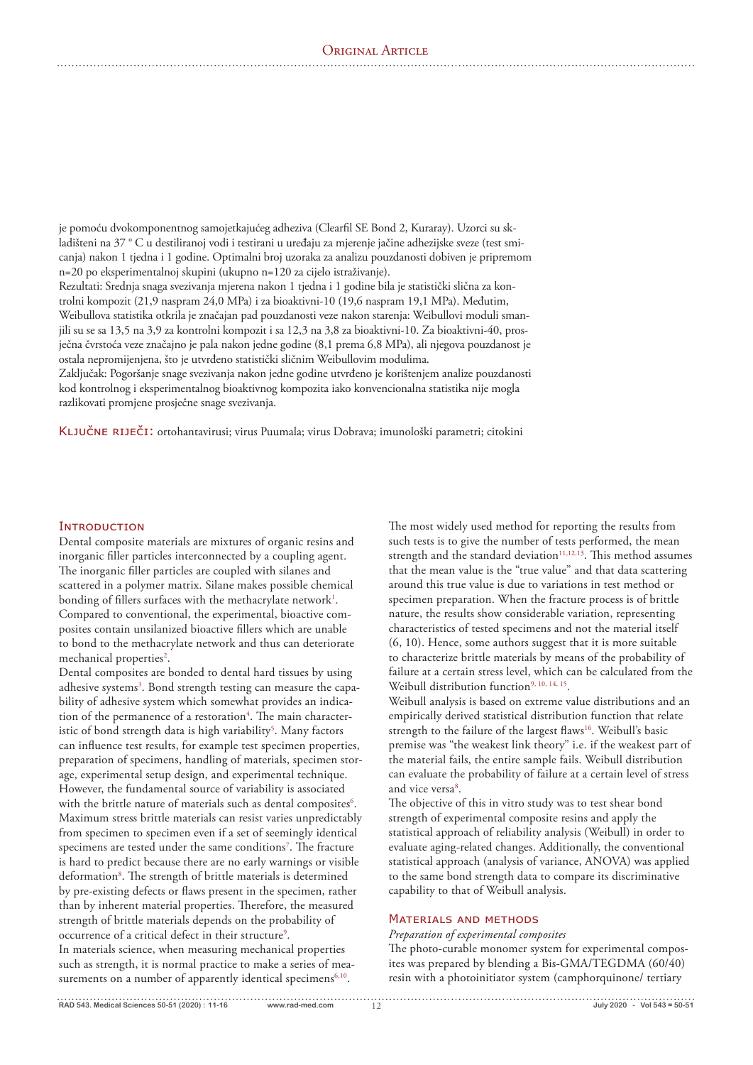je pomoću dvokomponentnog samojetkajućeg adheziva (Clearfil SE Bond 2, Kuraray). Uzorci su skladišteni na 37 ° C u destiliranoj vodi i testirani u uređaju za mjerenje jačine adhezijske sveze (test smicanja) nakon 1 tjedna i 1 godine. Optimalni broj uzoraka za analizu pouzdanosti dobiven je pripremom n=20 po eksperimentalnoj skupini (ukupno n=120 za cijelo istraživanje).

Rezultati: Srednja snaga svezivanja mjerena nakon 1 tjedna i 1 godine bila je statistički slična za kontrolni kompozit (21,9 naspram 24,0 MPa) i za bioaktivni-10 (19,6 naspram 19,1 MPa). Međutim, Weibullova statistika otkrila je značajan pad pouzdanosti veze nakon starenja: Weibullovi moduli smanjili su se sa 13,5 na 3,9 za kontrolni kompozit i sa 12,3 na 3,8 za bioaktivni-10. Za bioaktivni-40, prosječna čvrstoća veze značajno je pala nakon jedne godine (8,1 prema 6,8 MPa), ali njegova pouzdanost je ostala nepromijenjena, što je utvrđeno statistički sličnim Weibullovim modulima.

Zaključak: Pogoršanje snage svezivanja nakon jedne godine utvrđeno je korištenjem analize pouzdanosti kod kontrolnog i eksperimentalnog bioaktivnog kompozita iako konvencionalna statistika nije mogla razlikovati promjene prosječne snage svezivanja.

Ključne riječi: ortohantavirusi; virus Puumala; virus Dobrava; imunološki parametri; citokini

## Introduction

Dental composite materials are mixtures of organic resins and inorganic filler particles interconnected by a coupling agent. The inorganic filler particles are coupled with silanes and scattered in a polymer matrix. Silane makes possible chemical bonding of fillers surfaces with the methacrylate network[1]. Compared to conventional, the experimental, bioactive composites contain unsilanized bioactive fillers which are unable to bond to the methacrylate network and thus can deteriorate mechanical properties[2].

Dental composites are bonded to dental hard tissues by using adhesive systems[3]. Bond strength testing can measure the capability of adhesive system which somewhat provides an indication of the permanence of a restoration[4]. The main characteristic of bond strength data is high variability[5]. Many factors can influence test results, for example test specimen properties, preparation of specimens, handling of materials, specimen storage, experimental setup design, and experimental technique. However, the fundamental source of variability is associated with the brittle nature of materials such as dental composites[6]. Maximum stress brittle materials can resist varies unpredictably from specimen to specimen even if a set of seemingly identical specimens are tested under the same conditions[7]. The fracture is hard to predict because there are no early warnings or visible deformation[8]. The strength of brittle materials is determined by pre-existing defects or flaws present in the specimen, rather than by inherent material properties. Therefore, the measured strength of brittle materials depends on the probability of occurrence of a critical defect in their structure[9].

In materials science, when measuring mechanical properties such as strength, it is normal practice to make a series of measurements on a number of apparently identical specimens[6,10].

The most widely used method for reporting the results from such tests is to give the number of tests performed, the mean strength and the standard deviation[11,12,13]. This method assumes that the mean value is the "true value" and that data scattering around this true value is due to variations in test method or specimen preparation. When the fracture process is of brittle nature, the results show considerable variation, representing characteristics of tested specimens and not the material itself (6, 10). Hence, some authors suggest that it is more suitable to characterize brittle materials by means of the probability of failure at a certain stress level, which can be calculated from the Weibull distribution function[9, 10, 14, 15].

Weibull analysis is based on extreme value distributions and an empirically derived statistical distribution function that relate strength to the failure of the largest flaws[16]. Weibull's basic premise was "the weakest link theory" i.e. if the weakest part of the material fails, the entire sample fails. Weibull distribution can evaluate the probability of failure at a certain level of stress and vice versa[8].

The objective of this in vitro study was to test shear bond strength of experimental composite resins and apply the statistical approach of reliability analysis (Weibull) in order to evaluate aging-related changes. Additionally, the conventional statistical approach (analysis of variance, ANOVA) was applied to the same bond strength data to compare its discriminative capability to that of Weibull analysis.

## Materials and methods

*Preparation of experimental composites*

The photo-curable monomer system for experimental composites was prepared by blending a Bis-GMA/TEGDMA (60/40) resin with a photoinitiator system (camphorquinone/ tertiary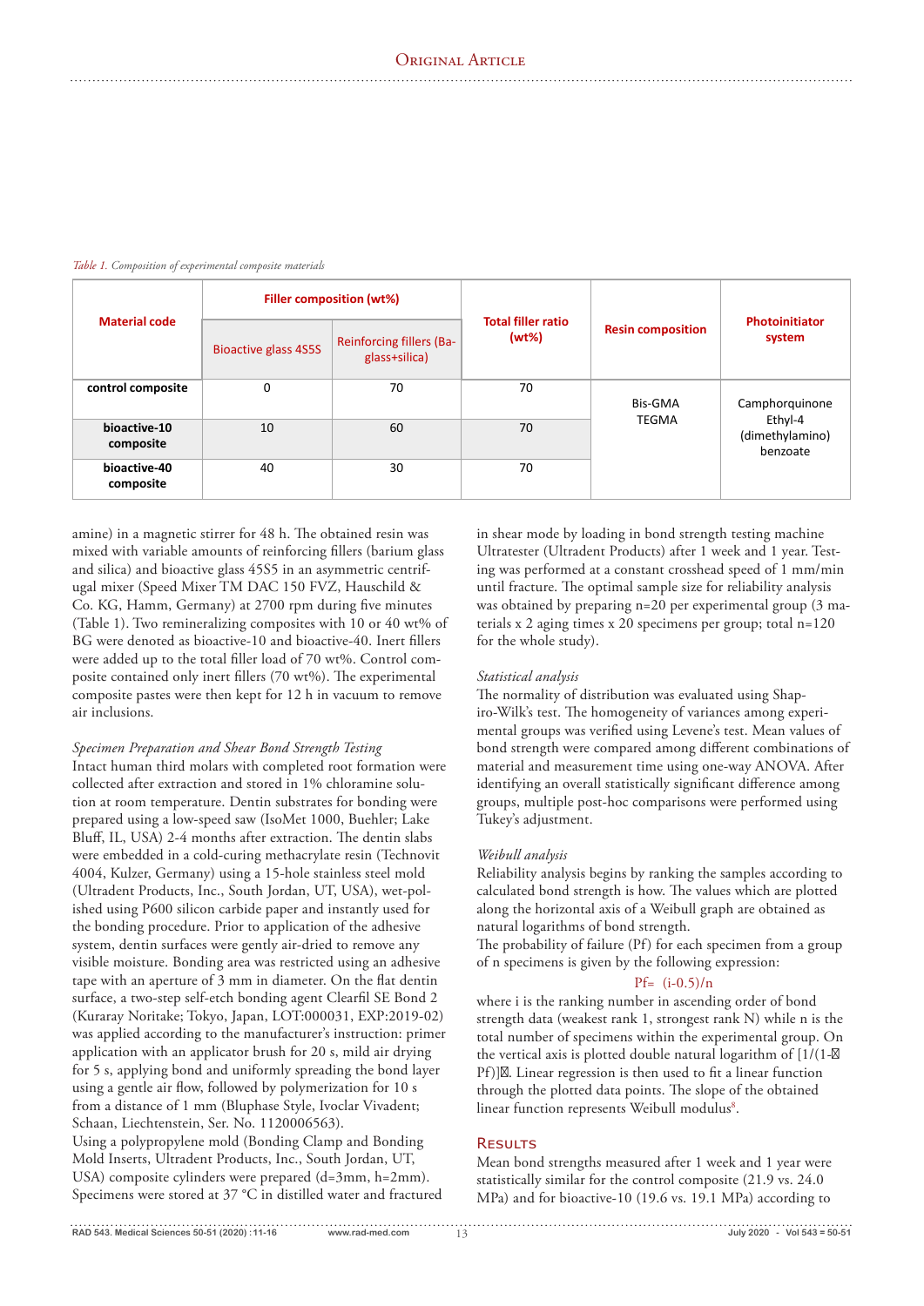*Table 1. Composition of experimental composite materials*

| Material code | Filler composition (wt%) | | Total filler ratio (wt%) | Resin composition | Photoinitiator system |
|---|---|---|---|---|---|
| | Bioactive glass 45S5 | Reinforcing fillers (Ba-glass+silica) | | | |
| **control composite** | 0 | 70 | 70 | Bis-GMA TEGMA | Camphorquinone Ethyl-4 (dimethylamino) benzoate |
| **bioactive-10 composite** | 10 | 60 | 70 | | |
| **bioactive-40 composite** | 40 | 30 | 70 | | |

amine) in a magnetic stirrer for 48 h. The obtained resin was mixed with variable amounts of reinforcing fillers (barium glass and silica) and bioactive glass 45S5 in an asymmetric centrifugal mixer (Speed Mixer TM DAC 150 FVZ, Hauschild & Co. KG, Hamm, Germany) at 2700 rpm during five minutes (Table 1). Two remineralizing composites with 10 or 40 wt% of BG were denoted as bioactive-10 and bioactive-40. Inert fillers were added up to the total filler load of 70 wt%. Control composite contained only inert fillers (70 wt%). The experimental composite pastes were then kept for 12 h in vacuum to remove air inclusions.

*Specimen Preparation and Shear Bond Strength Testing*

Intact human third molars with completed root formation were collected after extraction and stored in 1% chloramine solution at room temperature. Dentin substrates for bonding were prepared using a low-speed saw (IsoMet 1000, Buehler; Lake Bluff, IL, USA) 2-4 months after extraction. The dentin slabs were embedded in a cold-curing methacrylate resin (Technovit 4004, Kulzer, Germany) using a 15-hole stainless steel mold (Ultradent Products, Inc., South Jordan, UT, USA), wet-polished using P600 silicon carbide paper and instantly used for the bonding procedure. Prior to application of the adhesive system, dentin surfaces were gently air-dried to remove any visible moisture. Bonding area was restricted using an adhesive tape with an aperture of 3 mm in diameter. On the flat dentin surface, a two-step self-etch bonding agent Clearfil SE Bond 2 (Kuraray Noritake; Tokyo, Japan, LOT:000031, EXP:2019-02) was applied according to the manufacturer's instruction: primer application with an applicator brush for 20 s, mild air drying for 5 s, applying bond and uniformly spreading the bond layer using a gentle air flow, followed by polymerization for 10 s from a distance of 1 mm (Bluphase Style, Ivoclar Vivadent; Schaan, Liechtenstein, Ser. No. 1120006563).

Using a polypropylene mold (Bonding Clamp and Bonding Mold Inserts, Ultradent Products, Inc., South Jordan, UT, USA) composite cylinders were prepared (d=3mm, h=2mm). Specimens were stored at 37 °C in distilled water and fractured in shear mode by loading in bond strength testing machine Ultratester (Ultradent Products) after 1 week and 1 year. Testing was performed at a constant crosshead speed of 1 mm/min until fracture. The optimal sample size for reliability analysis was obtained by preparing n=20 per experimental group (3 materials x 2 aging times x 20 specimens per group; total n=120 for the whole study).

*Statistical analysis*

The normality of distribution was evaluated using Shapiro-Wilk's test. The homogeneity of variances among experimental groups was verified using Levene's test. Mean values of bond strength were compared among different combinations of material and measurement time using one-way ANOVA. After identifying an overall statistically significant difference among groups, multiple post-hoc comparisons were performed using Tukey's adjustment.

*Weibull analysis*

Reliability analysis begins by ranking the samples according to calculated bond strength is how. The values which are plotted along the horizontal axis of a Weibull graph are obtained as natural logarithms of bond strength.

The probability of failure (Pf) for each specimen from a group of n specimens is given by the following expression:

$$Pf = (i-0.5)/n$$

where i is the ranking number in ascending order of bond strength data (weakest rank 1, strongest rank N) while n is the total number of specimens within the experimental group. On the vertical axis is plotted double natural logarithm of [1/(1-Pf)]. Linear regression is then used to fit a linear function through the plotted data points. The slope of the obtained linear function represents Weibull modulus[8].

## Results

Mean bond strengths measured after 1 week and 1 year were statistically similar for the control composite (21.9 vs. 24.0 MPa) and for bioactive-10 (19.6 vs. 19.1 MPa) according to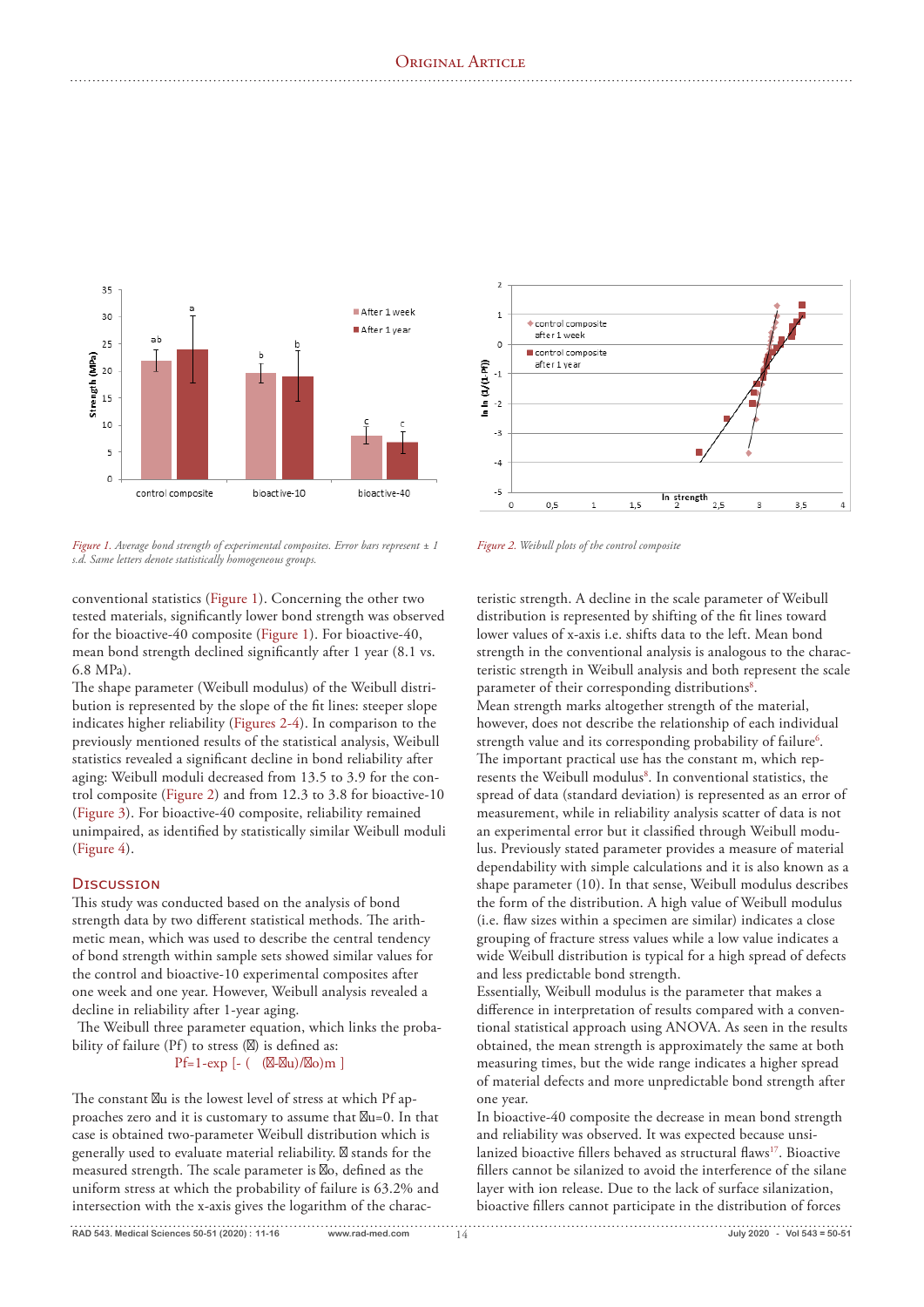*Figure 1. Average bond strength of experimental composites. Error bars represent ± 1 s.d. Same letters denote statistically homogeneous groups.*

*Figure 2. Weibull plots of the control composite*

conventional statistics (Figure 1). Concerning the other two tested materials, significantly lower bond strength was observed for the bioactive-40 composite (Figure 1). For bioactive-40, mean bond strength declined significantly after 1 year (8.1 vs. 6.8 MPa).

The shape parameter (Weibull modulus) of the Weibull distribution is represented by the slope of the fit lines: steeper slope indicates higher reliability (Figures 2-4). In comparison to the previously mentioned results of the statistical analysis, Weibull statistics revealed a significant decline in bond reliability after aging: Weibull moduli decreased from 13.5 to 3.9 for the control composite (Figure 2) and from 12.3 to 3.8 for bioactive-10 (Figure 3). For bioactive-40 composite, reliability remained unimpaired, as identified by statistically similar Weibull moduli (Figure 4).

## Discussion

This study was conducted based on the analysis of bond strength data by two different statistical methods. The arithmetic mean, which was used to describe the central tendency of bond strength within sample sets showed similar values for the control and bioactive-10 experimental composites after one week and one year. However, Weibull analysis revealed a decline in reliability after 1-year aging.

The Weibull three parameter equation, which links the probability of failure (Pf) to stress ($\sigma$) is defined as:

$$P_f = 1 - \exp\left[-\left((\sigma - \sigma_u)/\sigma_o\right)^m\right]$$

The constant $\sigma_u$ is the lowest level of stress at which Pf approaches zero and it is customary to assume that $\sigma_u = 0$. In that case is obtained two-parameter Weibull distribution which is generally used to evaluate material reliability. $\sigma$ stands for the measured strength. The scale parameter is $\sigma_o$, defined as the uniform stress at which the probability of failure is 63.2% and intersection with the x-axis gives the logarithm of the characteristic strength. A decline in the scale parameter of Weibull distribution is represented by shifting of the fit lines toward lower values of x-axis i.e. shifts data to the left. Mean bond strength in the conventional analysis is analogous to the characteristic strength in Weibull analysis and both represent the scale parameter of their corresponding distributions[8].

Mean strength marks altogether strength of the material, however, does not describe the relationship of each individual strength value and its corresponding probability of failure[6]. The important practical use has the constant m, which represents the Weibull modulus[8]. In conventional statistics, the spread of data (standard deviation) is represented as an error of measurement, while in reliability analysis scatter of data is not an experimental error but it classified through Weibull modulus. Previously stated parameter provides a measure of material dependability with simple calculations and it is also known as a shape parameter (10). In that sense, Weibull modulus describes the form of the distribution. A high value of Weibull modulus (i.e. flaw sizes within a specimen are similar) indicates a close grouping of fracture stress values while a low value indicates a wide Weibull distribution is typical for a high spread of defects and less predictable bond strength.

Essentially, Weibull modulus is the parameter that makes a difference in interpretation of results compared with a conventional statistical approach using ANOVA. As seen in the results obtained, the mean strength is approximately the same at both measuring times, but the wide range indicates a higher spread of material defects and more unpredictable bond strength after one year.

In bioactive-40 composite the decrease in mean bond strength and reliability was observed. It was expected because unsilanized bioactive fillers behaved as structural flaws[17]. Bioactive fillers cannot be silanized to avoid the interference of the silane layer with ion release. Due to the lack of surface silanization, bioactive fillers cannot participate in the distribution of forces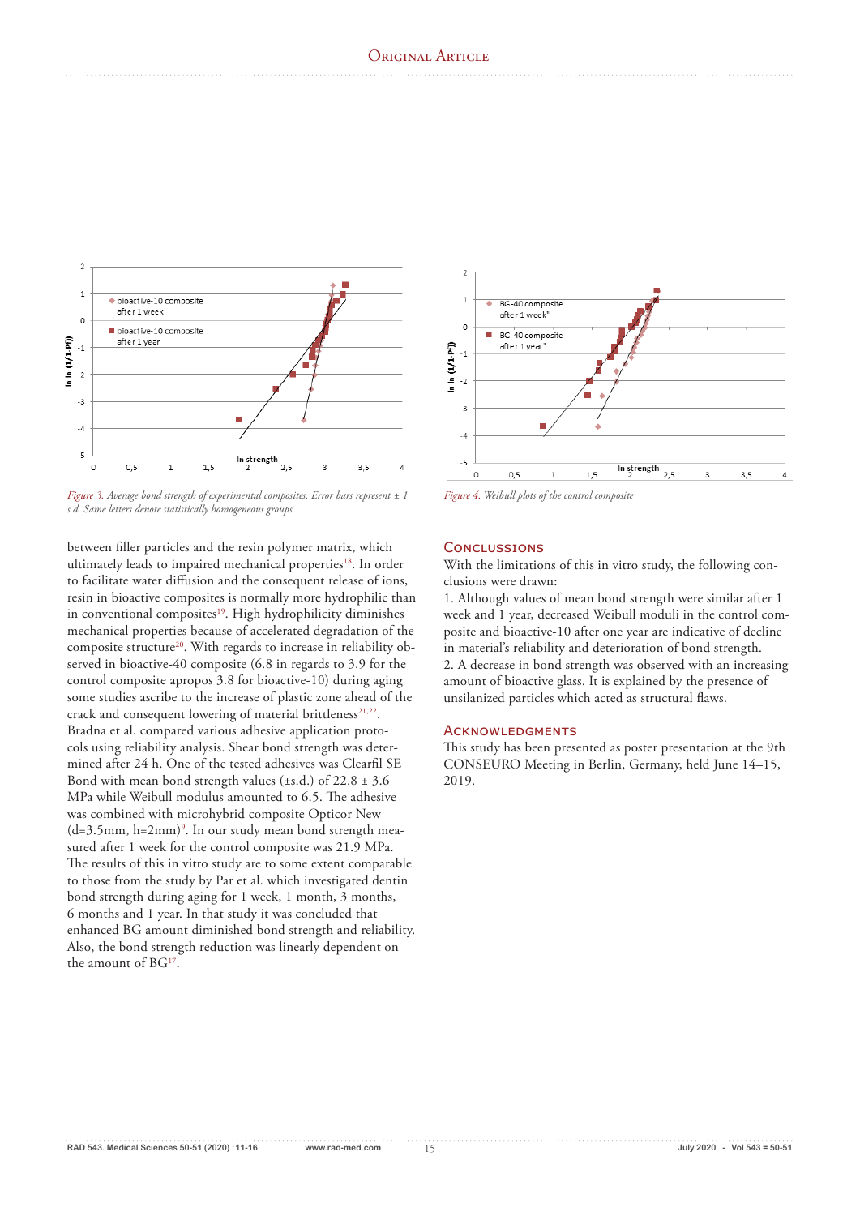*Figure 3. Average bond strength of experimental composites. Error bars represent ± 1 s.d. Same letters denote statistically homogeneous groups.*

*Figure 4. Weibull plots of the control composite*

between filler particles and the resin polymer matrix, which ultimately leads to impaired mechanical properties[18]. In order to facilitate water diffusion and the consequent release of ions, resin in bioactive composites is normally more hydrophilic than in conventional composites[19]. High hydrophilicity diminishes mechanical properties because of accelerated degradation of the composite structure[20]. With regards to increase in reliability observed in bioactive-40 composite (6.8 in regards to 3.9 for the control composite apropos 3.8 for bioactive-10) during aging some studies ascribe to the increase of plastic zone ahead of the crack and consequent lowering of material brittleness[21,22]. Bradna et al. compared various adhesive application protocols using reliability analysis. Shear bond strength was determined after 24 h. One of the tested adhesives was Clearfil SE Bond with mean bond strength values (±s.d.) of 22.8 ± 3.6 MPa while Weibull modulus amounted to 6.5. The adhesive was combined with microhybrid composite Opticor New (d=3.5mm, h=2mm)[9]. In our study mean bond strength measured after 1 week for the control composite was 21.9 MPa. The results of this in vitro study are to some extent comparable to those from the study by Par et al. which investigated dentin bond strength during aging for 1 week, 1 month, 3 months, 6 months and 1 year. In that study it was concluded that enhanced BG amount diminished bond strength and reliability. Also, the bond strength reduction was linearly dependent on the amount of BG[17].

## Conclussions

With the limitations of this in vitro study, the following conclusions were drawn:

1. Although values of mean bond strength were similar after 1 week and 1 year, decreased Weibull moduli in the control composite and bioactive-10 after one year are indicative of decline in material's reliability and deterioration of bond strength.
2. A decrease in bond strength was observed with an increasing amount of bioactive glass. It is explained by the presence of unsilanized particles which acted as structural flaws.

## Acknowledgments

This study has been presented as poster presentation at the 9th CONSEURO Meeting in Berlin, Germany, held June 14–15, 2019.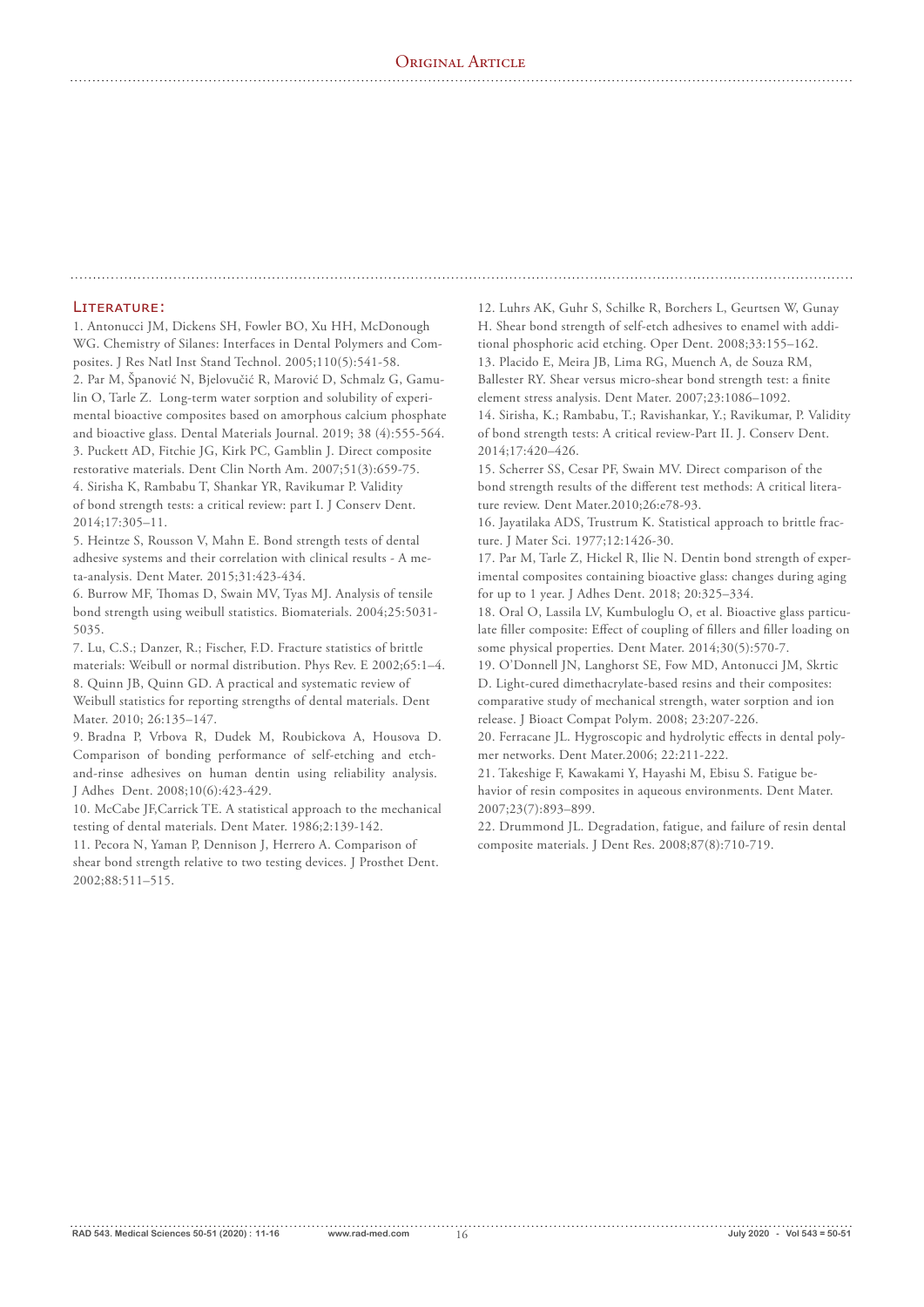## Literature:

1. Antonucci JM, Dickens SH, Fowler BO, Xu HH, McDonough WG. Chemistry of Silanes: Interfaces in Dental Polymers and Composites. J Res Natl Inst Stand Technol. 2005;110(5):541-58.
2. Par M, Španović N, Bjelovučić R, Marović D, Schmalz G, Gamulin O, Tarle Z. Long-term water sorption and solubility of experimental bioactive composites based on amorphous calcium phosphate and bioactive glass. Dental Materials Journal. 2019; 38 (4):555-564.
3. Puckett AD, Fitchie JG, Kirk PC, Gamblin J. Direct composite restorative materials. Dent Clin North Am. 2007;51(3):659-75.
4. Sirisha K, Rambabu T, Shankar YR, Ravikumar P. Validity of bond strength tests: a critical review: part I. J Conserv Dent. 2014;17:305–11.
5. Heintze S, Rousson V, Mahn E. Bond strength tests of dental adhesive systems and their correlation with clinical results - A meta-analysis. Dent Mater. 2015;31:423-434.
6. Burrow MF, Thomas D, Swain MV, Tyas MJ. Analysis of tensile bond strength using weibull statistics. Biomaterials. 2004;25:5031-5035.
7. Lu, C.S.; Danzer, R.; Fischer, F.D. Fracture statistics of brittle materials: Weibull or normal distribution. Phys Rev. E 2002;65:1–4.
8. Quinn JB, Quinn GD. A practical and systematic review of Weibull statistics for reporting strengths of dental materials. Dent Mater. 2010; 26:135–147.
9. Bradna P, Vrbova R, Dudek M, Roubickova A, Housova D. Comparison of bonding performance of self-etching and etch-and-rinse adhesives on human dentin using reliability analysis. J Adhes Dent. 2008;10(6):423-429.
10. McCabe JF,Carrick TE. A statistical approach to the mechanical testing of dental materials. Dent Mater. 1986;2:139-142.
11. Pecora N, Yaman P, Dennison J, Herrero A. Comparison of shear bond strength relative to two testing devices. J Prosthet Dent. 2002;88:511–515.
12. Luhrs AK, Guhr S, Schilke R, Borchers L, Geurtsen W, Gunay H. Shear bond strength of self-etch adhesives to enamel with additional phosphoric acid etching. Oper Dent. 2008;33:155–162.
13. Placido E, Meira JB, Lima RG, Muench A, de Souza RM, Ballester RY. Shear versus micro-shear bond strength test: a finite element stress analysis. Dent Mater. 2007;23:1086–1092.
14. Sirisha, K.; Rambabu, T.; Ravishankar, Y.; Ravikumar, P. Validity of bond strength tests: A critical review-Part II. J. Conserv Dent. 2014;17:420–426.
15. Scherrer SS, Cesar PF, Swain MV. Direct comparison of the bond strength results of the different test methods: A critical literature review. Dent Mater.2010;26:e78-93.
16. Jayatilaka ADS, Trustrum K. Statistical approach to brittle fracture. J Mater Sci. 1977;12:1426-30.
17. Par M, Tarle Z, Hickel R, Ilie N. Dentin bond strength of experimental composites containing bioactive glass: changes during aging for up to 1 year. J Adhes Dent. 2018; 20:325–334.
18. Oral O, Lassila LV, Kumbuloglu O, et al. Bioactive glass particulate filler composite: Effect of coupling of fillers and filler loading on some physical properties. Dent Mater. 2014;30(5):570-7.
19. O'Donnell JN, Langhorst SE, Fow MD, Antonucci JM, Skrtic D. Light-cured dimethacrylate-based resins and their composites: comparative study of mechanical strength, water sorption and ion release. J Bioact Compat Polym. 2008; 23:207-226.
20. Ferracane JL. Hygroscopic and hydrolytic effects in dental polymer networks. Dent Mater.2006; 22:211-222.
21. Takeshige F, Kawakami Y, Hayashi M, Ebisu S. Fatigue behavior of resin composites in aqueous environments. Dent Mater. 2007;23(7):893–899.
22. Drummond JL. Degradation, fatigue, and failure of resin dental composite materials. J Dent Res. 2008;87(8):710-719.